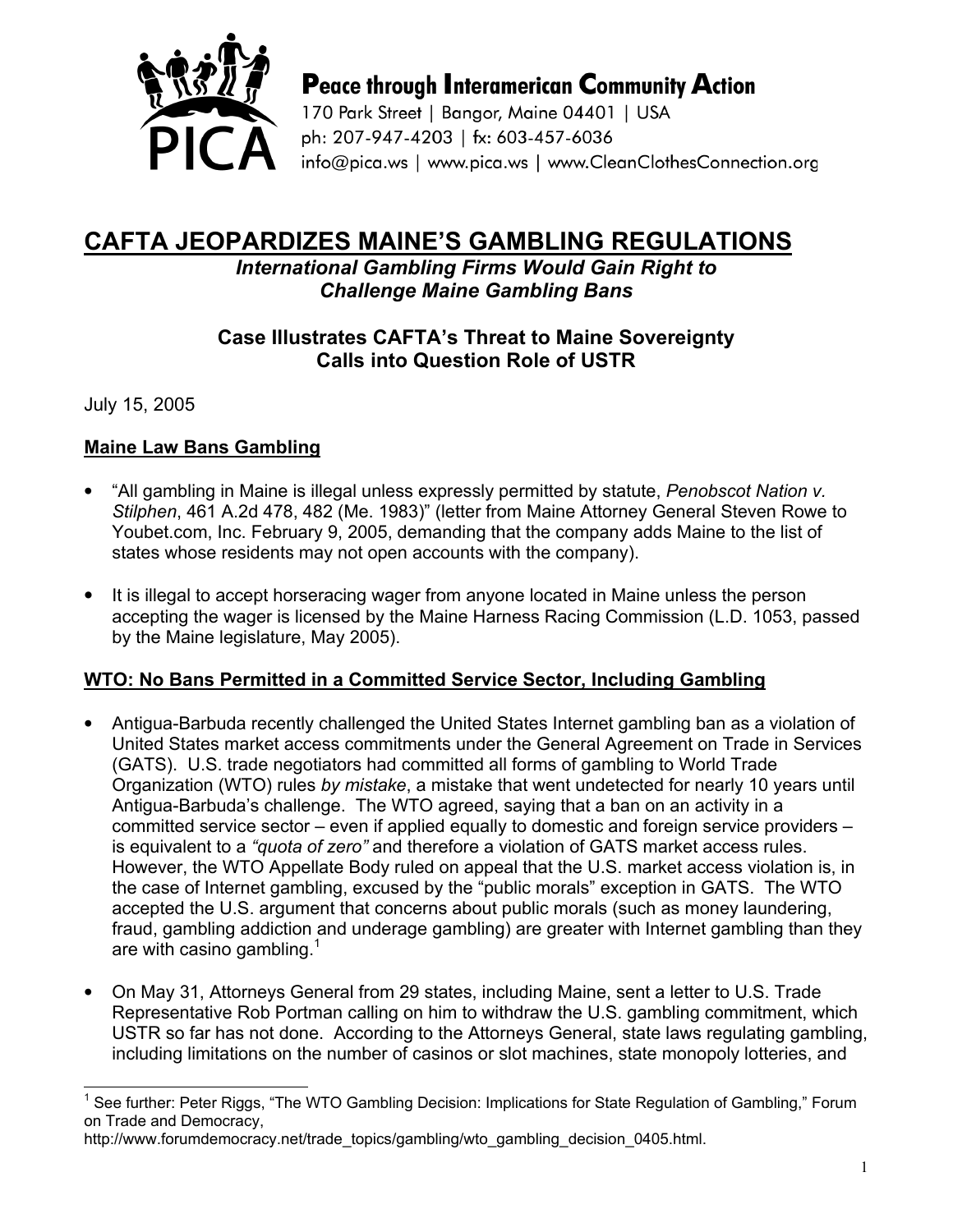**Peace through Interamerican Community Action**

170 Park Street | Bangor, Maine 04401 | USA
ph: 207-947-4203 | fx: 603-457-6036
info@pica.ws | www.pica.ws | www.CleanClothesConnection.org

# CAFTA JEOPARDIZES MAINE'S GAMBLING REGULATIONS

***International Gambling Firms Would Gain Right to Challenge Maine Gambling Bans***

**Case Illustrates CAFTA's Threat to Maine Sovereignty**
**Calls into Question Role of USTR**

July 15, 2005

## Maine Law Bans Gambling

- "All gambling in Maine is illegal unless expressly permitted by statute, *Penobscot Nation v. Stilphen*, 461 A.2d 478, 482 (Me. 1983)" (letter from Maine Attorney General Steven Rowe to Youbet.com, Inc. February 9, 2005, demanding that the company adds Maine to the list of states whose residents may not open accounts with the company).
- It is illegal to accept horseracing wager from anyone located in Maine unless the person accepting the wager is licensed by the Maine Harness Racing Commission (L.D. 1053, passed by the Maine legislature, May 2005).

## WTO: No Bans Permitted in a Committed Service Sector, Including Gambling

- Antigua-Barbuda recently challenged the United States Internet gambling ban as a violation of United States market access commitments under the General Agreement on Trade in Services (GATS). U.S. trade negotiators had committed all forms of gambling to World Trade Organization (WTO) rules *by mistake*, a mistake that went undetected for nearly 10 years until Antigua-Barbuda's challenge. The WTO agreed, saying that a ban on an activity in a committed service sector – even if applied equally to domestic and foreign service providers – is equivalent to a *"quota of zero"* and therefore a violation of GATS market access rules. However, the WTO Appellate Body ruled on appeal that the U.S. market access violation is, in the case of Internet gambling, excused by the "public morals" exception in GATS. The WTO accepted the U.S. argument that concerns about public morals (such as money laundering, fraud, gambling addiction and underage gambling) are greater with Internet gambling than they are with casino gambling.[1]
- On May 31, Attorneys General from 29 states, including Maine, sent a letter to U.S. Trade Representative Rob Portman calling on him to withdraw the U.S. gambling commitment, which USTR so far has not done. According to the Attorneys General, state laws regulating gambling, including limitations on the number of casinos or slot machines, state monopoly lotteries, and

---

[1] See further: Peter Riggs, "The WTO Gambling Decision: Implications for State Regulation of Gambling," Forum on Trade and Democracy, http://www.forumdemocracy.net/trade_topics/gambling/wto_gambling_decision_0405.html.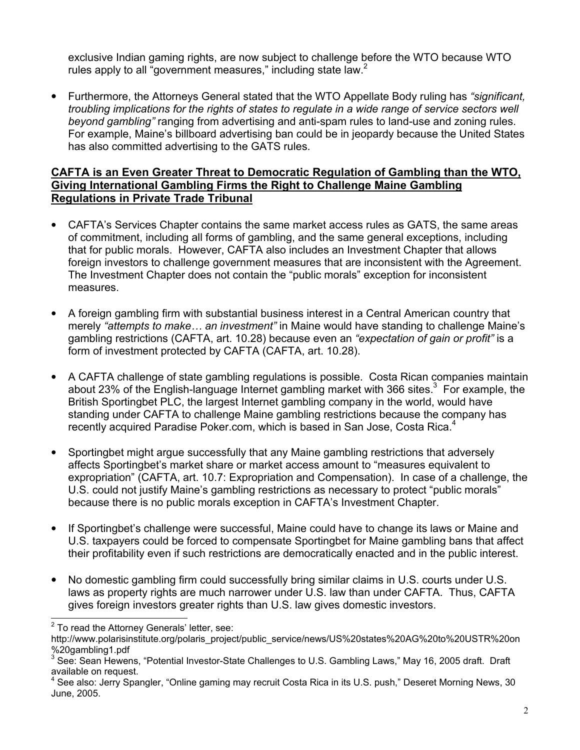exclusive Indian gaming rights, are now subject to challenge before the WTO because WTO rules apply to all "government measures," including state law.[2]

- Furthermore, the Attorneys General stated that the WTO Appellate Body ruling has *"significant, troubling implications for the rights of states to regulate in a wide range of service sectors well beyond gambling"* ranging from advertising and anti-spam rules to land-use and zoning rules. For example, Maine's billboard advertising ban could be in jeopardy because the United States has also committed advertising to the GATS rules.

**CAFTA is an Even Greater Threat to Democratic Regulation of Gambling than the WTO, Giving International Gambling Firms the Right to Challenge Maine Gambling Regulations in Private Trade Tribunal**

- CAFTA's Services Chapter contains the same market access rules as GATS, the same areas of commitment, including all forms of gambling, and the same general exceptions, including that for public morals. However, CAFTA also includes an Investment Chapter that allows foreign investors to challenge government measures that are inconsistent with the Agreement. The Investment Chapter does not contain the "public morals" exception for inconsistent measures.

- A foreign gambling firm with substantial business interest in a Central American country that merely *"attempts to make… an investment"* in Maine would have standing to challenge Maine's gambling restrictions (CAFTA, art. 10.28) because even an *"expectation of gain or profit"* is a form of investment protected by CAFTA (CAFTA, art. 10.28).

- A CAFTA challenge of state gambling regulations is possible. Costa Rican companies maintain about 23% of the English-language Internet gambling market with 366 sites.[3] For example, the British Sportingbet PLC, the largest Internet gambling company in the world, would have standing under CAFTA to challenge Maine gambling restrictions because the company has recently acquired Paradise Poker.com, which is based in San Jose, Costa Rica.[4]

- Sportingbet might argue successfully that any Maine gambling restrictions that adversely affects Sportingbet's market share or market access amount to "measures equivalent to expropriation" (CAFTA, art. 10.7: Expropriation and Compensation). In case of a challenge, the U.S. could not justify Maine's gambling restrictions as necessary to protect "public morals" because there is no public morals exception in CAFTA's Investment Chapter.

- If Sportingbet's challenge were successful, Maine could have to change its laws or Maine and U.S. taxpayers could be forced to compensate Sportingbet for Maine gambling bans that affect their profitability even if such restrictions are democratically enacted and in the public interest.

- No domestic gambling firm could successfully bring similar claims in U.S. courts under U.S. laws as property rights are much narrower under U.S. law than under CAFTA. Thus, CAFTA gives foreign investors greater rights than U.S. law gives domestic investors.

---

[2] To read the Attorney Generals' letter, see: http://www.polarisinstitute.org/polaris_project/public_service/news/US%20states%20AG%20to%20USTR%20on%20gambling1.pdf

[3] See: Sean Hewens, "Potential Investor-State Challenges to U.S. Gambling Laws," May 16, 2005 draft. Draft available on request.

[4] See also: Jerry Spangler, "Online gaming may recruit Costa Rica in its U.S. push," Deseret Morning News, 30 June, 2005.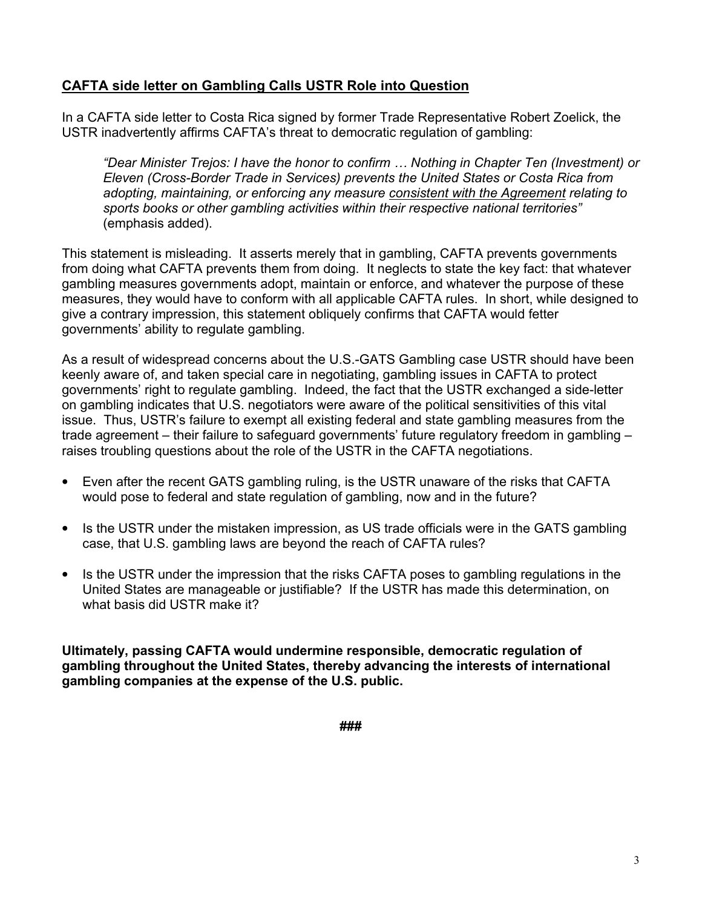## <u>CAFTA side letter on Gambling Calls USTR Role into Question</u>

In a CAFTA side letter to Costa Rica signed by former Trade Representative Robert Zoelick, the USTR inadvertently affirms CAFTA's threat to democratic regulation of gambling:

> *"Dear Minister Trejos: I have the honor to confirm … Nothing in Chapter Ten (Investment) or Eleven (Cross-Border Trade in Services) prevents the United States or Costa Rica from adopting, maintaining, or enforcing any measure <u>consistent with the Agreement</u> relating to sports books or other gambling activities within their respective national territories"* (emphasis added).

This statement is misleading. It asserts merely that in gambling, CAFTA prevents governments from doing what CAFTA prevents them from doing. It neglects to state the key fact: that whatever gambling measures governments adopt, maintain or enforce, and whatever the purpose of these measures, they would have to conform with all applicable CAFTA rules. In short, while designed to give a contrary impression, this statement obliquely confirms that CAFTA would fetter governments' ability to regulate gambling.

As a result of widespread concerns about the U.S.-GATS Gambling case USTR should have been keenly aware of, and taken special care in negotiating, gambling issues in CAFTA to protect governments' right to regulate gambling. Indeed, the fact that the USTR exchanged a side-letter on gambling indicates that U.S. negotiators were aware of the political sensitivities of this vital issue. Thus, USTR's failure to exempt all existing federal and state gambling measures from the trade agreement – their failure to safeguard governments' future regulatory freedom in gambling – raises troubling questions about the role of the USTR in the CAFTA negotiations.

- Even after the recent GATS gambling ruling, is the USTR unaware of the risks that CAFTA would pose to federal and state regulation of gambling, now and in the future?
- Is the USTR under the mistaken impression, as US trade officials were in the GATS gambling case, that U.S. gambling laws are beyond the reach of CAFTA rules?
- Is the USTR under the impression that the risks CAFTA poses to gambling regulations in the United States are manageable or justifiable? If the USTR has made this determination, on what basis did USTR make it?

**Ultimately, passing CAFTA would undermine responsible, democratic regulation of gambling throughout the United States, thereby advancing the interests of international gambling companies at the expense of the U.S. public.**

**###**